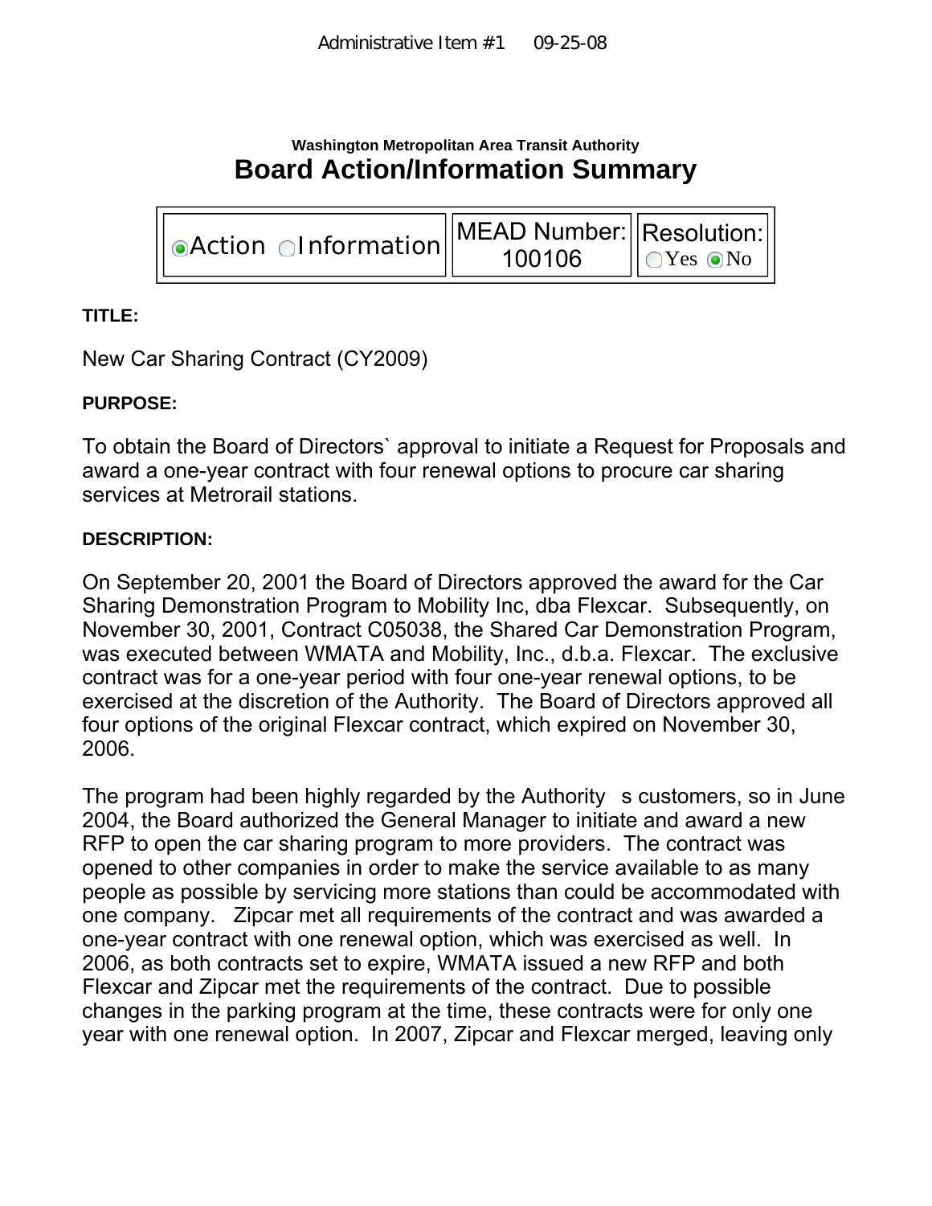Administrative Item #1 09-25-08

**Washington Metropolitan Area Transit Authority**

# Board Action/Information Summary

| ◉Action ○Information | MEAD Number: 100106 | Resolution: ○Yes ◉No |
|---|---|---|

**TITLE:**

New Car Sharing Contract (CY2009)

**PURPOSE:**

To obtain the Board of Directors` approval to initiate a Request for Proposals and award a one-year contract with four renewal options to procure car sharing services at Metrorail stations.

**DESCRIPTION:**

On September 20, 2001 the Board of Directors approved the award for the Car Sharing Demonstration Program to Mobility Inc, dba Flexcar. Subsequently, on November 30, 2001, Contract C05038, the Shared Car Demonstration Program, was executed between WMATA and Mobility, Inc., d.b.a. Flexcar. The exclusive contract was for a one-year period with four one-year renewal options, to be exercised at the discretion of the Authority. The Board of Directors approved all four options of the original Flexcar contract, which expired on November 30, 2006.

The program had been highly regarded by the Authority s customers, so in June 2004, the Board authorized the General Manager to initiate and award a new RFP to open the car sharing program to more providers. The contract was opened to other companies in order to make the service available to as many people as possible by servicing more stations than could be accommodated with one company. Zipcar met all requirements of the contract and was awarded a one-year contract with one renewal option, which was exercised as well. In 2006, as both contracts set to expire, WMATA issued a new RFP and both Flexcar and Zipcar met the requirements of the contract. Due to possible changes in the parking program at the time, these contracts were for only one year with one renewal option. In 2007, Zipcar and Flexcar merged, leaving only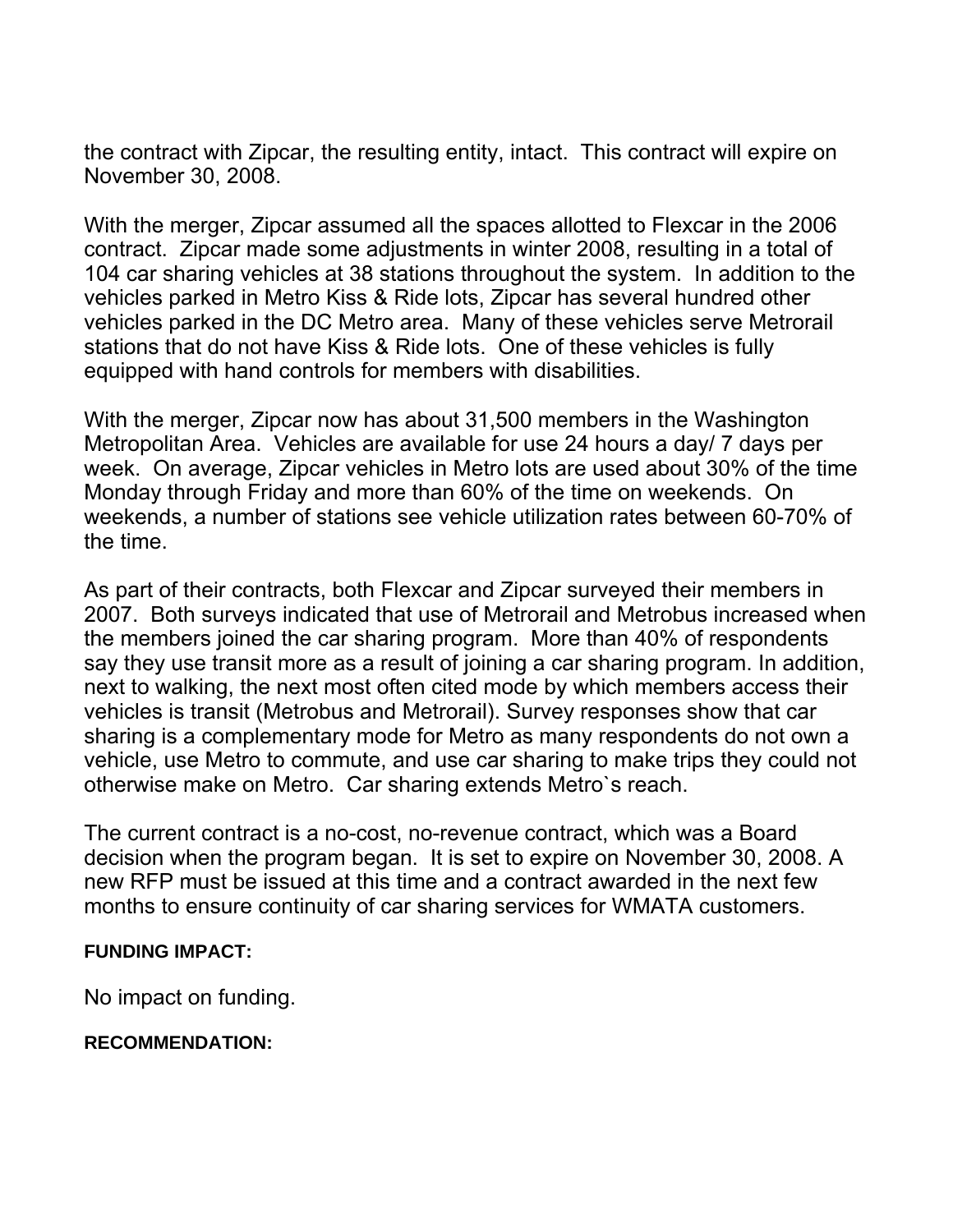the contract with Zipcar, the resulting entity, intact. This contract will expire on November 30, 2008.

With the merger, Zipcar assumed all the spaces allotted to Flexcar in the 2006 contract. Zipcar made some adjustments in winter 2008, resulting in a total of 104 car sharing vehicles at 38 stations throughout the system. In addition to the vehicles parked in Metro Kiss & Ride lots, Zipcar has several hundred other vehicles parked in the DC Metro area. Many of these vehicles serve Metrorail stations that do not have Kiss & Ride lots. One of these vehicles is fully equipped with hand controls for members with disabilities.

With the merger, Zipcar now has about 31,500 members in the Washington Metropolitan Area. Vehicles are available for use 24 hours a day/ 7 days per week. On average, Zipcar vehicles in Metro lots are used about 30% of the time Monday through Friday and more than 60% of the time on weekends. On weekends, a number of stations see vehicle utilization rates between 60-70% of the time.

As part of their contracts, both Flexcar and Zipcar surveyed their members in 2007. Both surveys indicated that use of Metrorail and Metrobus increased when the members joined the car sharing program. More than 40% of respondents say they use transit more as a result of joining a car sharing program. In addition, next to walking, the next most often cited mode by which members access their vehicles is transit (Metrobus and Metrorail). Survey responses show that car sharing is a complementary mode for Metro as many respondents do not own a vehicle, use Metro to commute, and use car sharing to make trips they could not otherwise make on Metro. Car sharing extends Metro`s reach.

The current contract is a no-cost, no-revenue contract, which was a Board decision when the program began. It is set to expire on November 30, 2008. A new RFP must be issued at this time and a contract awarded in the next few months to ensure continuity of car sharing services for WMATA customers.

**FUNDING IMPACT:**

No impact on funding.

**RECOMMENDATION:**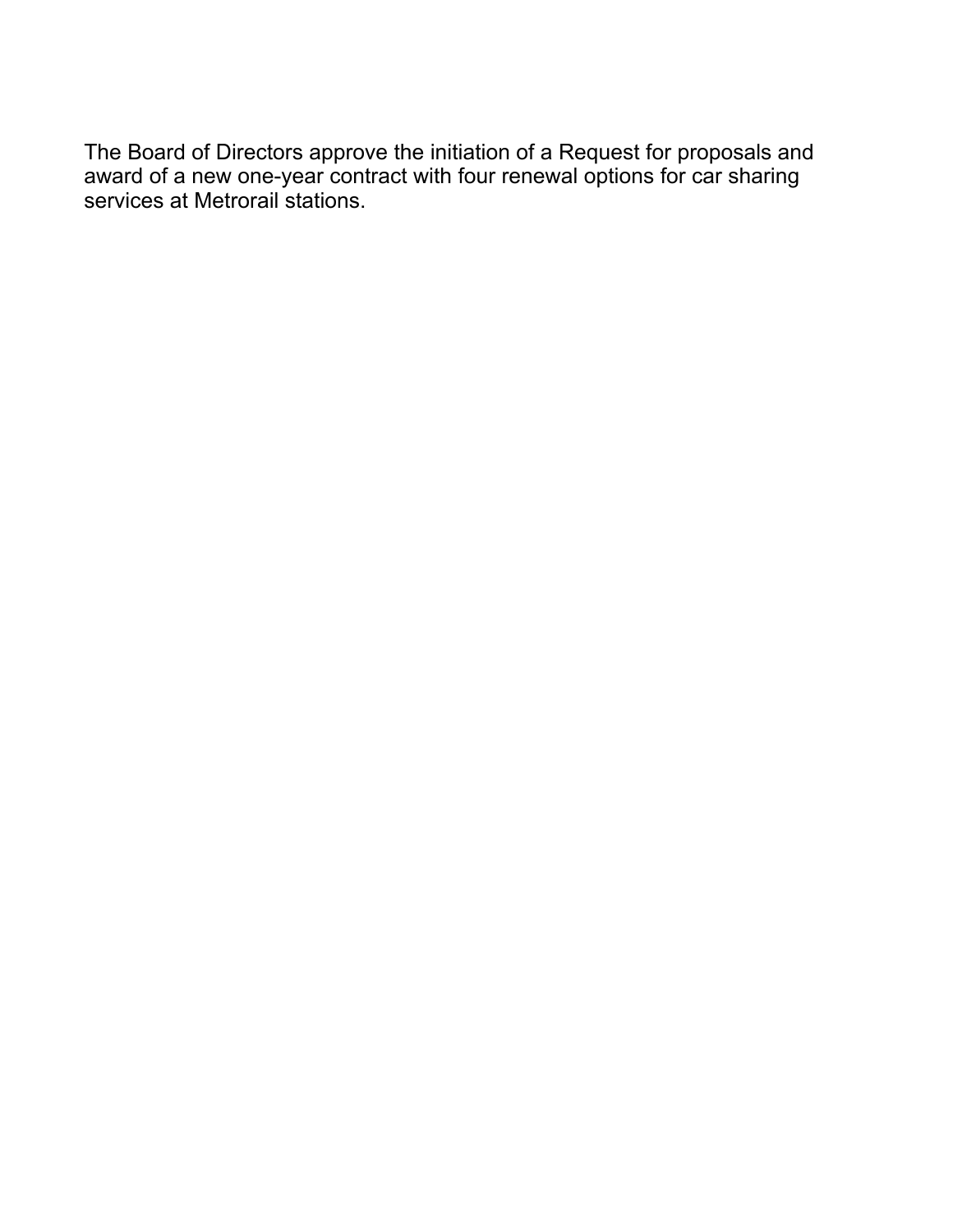The Board of Directors approve the initiation of a Request for proposals and award of a new one-year contract with four renewal options for car sharing services at Metrorail stations.